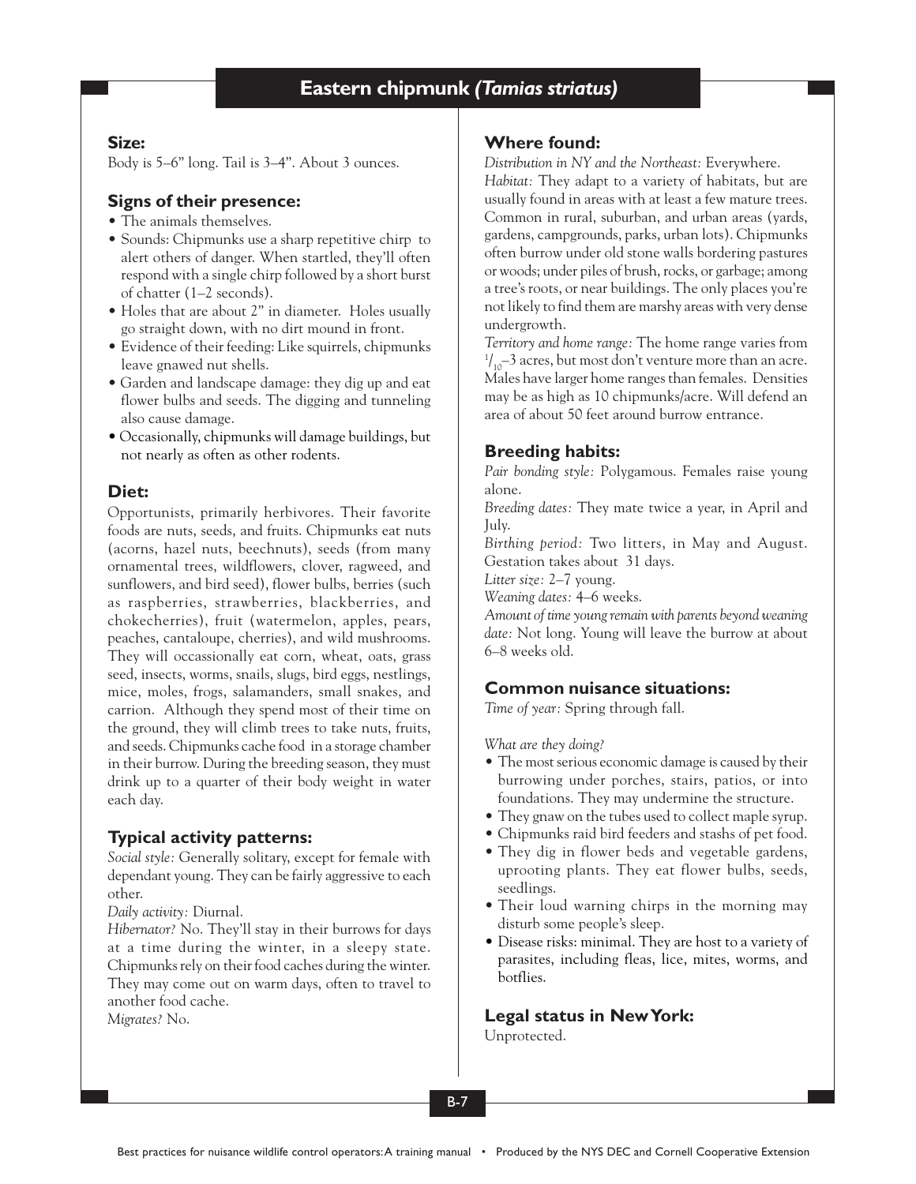# Eastern chipmunk *(Tamias striatus)*

## Size:

Body is 5–6" long. Tail is 3–4". About 3 ounces.

## Signs of their presence:

- The animals themselves.
- Sounds: Chipmunks use a sharp repetitive chirp to alert others of danger. When startled, they'll often respond with a single chirp followed by a short burst of chatter (1–2 seconds).
- Holes that are about 2" in diameter. Holes usually go straight down, with no dirt mound in front.
- Evidence of their feeding: Like squirrels, chipmunks leave gnawed nut shells.
- Garden and landscape damage: they dig up and eat flower bulbs and seeds. The digging and tunneling also cause damage.
- Occasionally, chipmunks will damage buildings, but not nearly as often as other rodents.

## Diet:

Opportunists, primarily herbivores. Their favorite foods are nuts, seeds, and fruits. Chipmunks eat nuts (acorns, hazel nuts, beechnuts), seeds (from many ornamental trees, wildflowers, clover, ragweed, and sunflowers, and bird seed), flower bulbs, berries (such as raspberries, strawberries, blackberries, and chokecherries), fruit (watermelon, apples, pears, peaches, cantaloupe, cherries), and wild mushrooms. They will occassionally eat corn, wheat, oats, grass seed, insects, worms, snails, slugs, bird eggs, nestlings, mice, moles, frogs, salamanders, small snakes, and carrion. Although they spend most of their time on the ground, they will climb trees to take nuts, fruits, and seeds. Chipmunks cache food in a storage chamber in their burrow. During the breeding season, they must drink up to a quarter of their body weight in water each day.

## Typical activity patterns:

*Social style:* Generally solitary, except for female with dependant young. They can be fairly aggressive to each other.

*Daily activity:* Diurnal.

*Hibernator?* No. They'll stay in their burrows for days at a time during the winter, in a sleepy state. Chipmunks rely on their food caches during the winter. They may come out on warm days, often to travel to another food cache.

*Migrates?* No.

## Where found:

*Distribution in NY and the Northeast:* Everywhere.

*Habitat:* They adapt to a variety of habitats, but are usually found in areas with at least a few mature trees. Common in rural, suburban, and urban areas (yards, gardens, campgrounds, parks, urban lots). Chipmunks often burrow under old stone walls bordering pastures or woods; under piles of brush, rocks, or garbage; among a tree's roots, or near buildings. The only places you're not likely to find them are marshy areas with very dense undergrowth.

*Territory and home range:* The home range varies from $^1/_{10}$–3 acres, but most don't venture more than an acre. Males have larger home ranges than females. Densities may be as high as 10 chipmunks/acre. Will defend an area of about 50 feet around burrow entrance.

## Breeding habits:

*Pair bonding style:* Polygamous. Females raise young alone.

*Breeding dates:* They mate twice a year, in April and July.

*Birthing period:* Two litters, in May and August. Gestation takes about 31 days.

*Litter size:* 2–7 young.

*Weaning dates:* 4–6 weeks.

*Amount of time young remain with parents beyond weaning date:* Not long. Young will leave the burrow at about 6–8 weeks old.

## Common nuisance situations:

*Time of year:* Spring through fall.

*What are they doing?*

- The most serious economic damage is caused by their burrowing under porches, stairs, patios, or into foundations. They may undermine the structure.
- They gnaw on the tubes used to collect maple syrup.
- Chipmunks raid bird feeders and stashs of pet food.
- They dig in flower beds and vegetable gardens, uprooting plants. They eat flower bulbs, seeds, seedlings.
- Their loud warning chirps in the morning may disturb some people's sleep.
- Disease risks: minimal. They are host to a variety of parasites, including fleas, lice, mites, worms, and botflies.

## Legal status in New York:

Unprotected.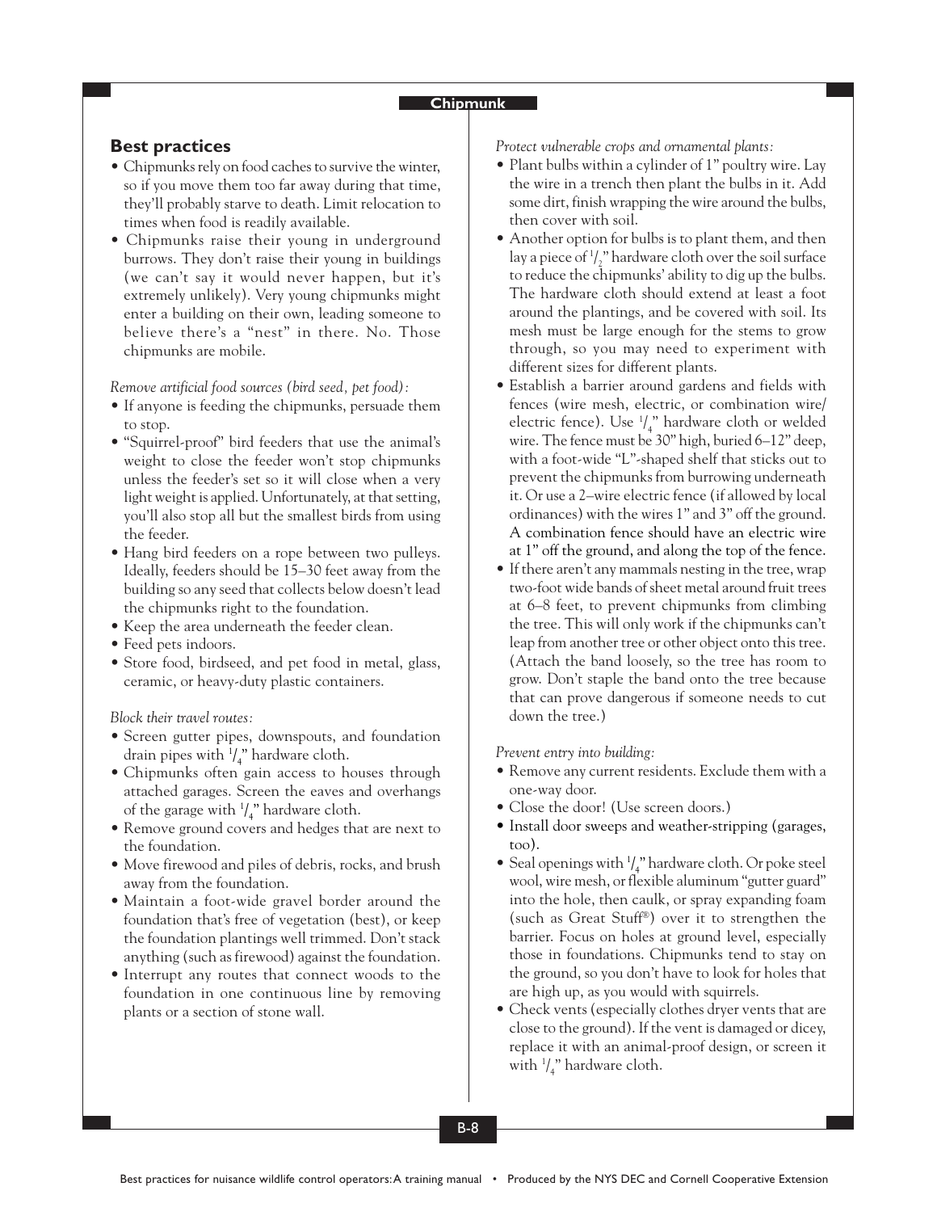## Best practices

- Chipmunks rely on food caches to survive the winter, so if you move them too far away during that time, they'll probably starve to death. Limit relocation to times when food is readily available.
- Chipmunks raise their young in underground burrows. They don't raise their young in buildings (we can't say it would never happen, but it's extremely unlikely). Very young chipmunks might enter a building on their own, leading someone to believe there's a "nest" in there. No. Those chipmunks are mobile.

*Remove artificial food sources (bird seed, pet food):*

- If anyone is feeding the chipmunks, persuade them to stop.
- "Squirrel-proof" bird feeders that use the animal's weight to close the feeder won't stop chipmunks unless the feeder's set so it will close when a very light weight is applied. Unfortunately, at that setting, you'll also stop all but the smallest birds from using the feeder.
- Hang bird feeders on a rope between two pulleys. Ideally, feeders should be 15–30 feet away from the building so any seed that collects below doesn't lead the chipmunks right to the foundation.
- Keep the area underneath the feeder clean.
- Feed pets indoors.
- Store food, birdseed, and pet food in metal, glass, ceramic, or heavy-duty plastic containers.

*Block their travel routes:*

- Screen gutter pipes, downspouts, and foundation drain pipes with 1/4" hardware cloth.
- Chipmunks often gain access to houses through attached garages. Screen the eaves and overhangs of the garage with 1/4" hardware cloth.
- Remove ground covers and hedges that are next to the foundation.
- Move firewood and piles of debris, rocks, and brush away from the foundation.
- Maintain a foot-wide gravel border around the foundation that's free of vegetation (best), or keep the foundation plantings well trimmed. Don't stack anything (such as firewood) against the foundation.
- Interrupt any routes that connect woods to the foundation in one continuous line by removing plants or a section of stone wall.

*Protect vulnerable crops and ornamental plants:*

- Plant bulbs within a cylinder of 1" poultry wire. Lay the wire in a trench then plant the bulbs in it. Add some dirt, finish wrapping the wire around the bulbs, then cover with soil.
- Another option for bulbs is to plant them, and then lay a piece of 1/2" hardware cloth over the soil surface to reduce the chipmunks' ability to dig up the bulbs. The hardware cloth should extend at least a foot around the plantings, and be covered with soil. Its mesh must be large enough for the stems to grow through, so you may need to experiment with different sizes for different plants.
- Establish a barrier around gardens and fields with fences (wire mesh, electric, or combination wire/electric fence). Use 1/4" hardware cloth or welded wire. The fence must be 30" high, buried 6–12" deep, with a foot-wide "L"-shaped shelf that sticks out to prevent the chipmunks from burrowing underneath it. Or use a 2–wire electric fence (if allowed by local ordinances) with the wires 1" and 3" off the ground. A combination fence should have an electric wire at 1" off the ground, and along the top of the fence.
- If there aren't any mammals nesting in the tree, wrap two-foot wide bands of sheet metal around fruit trees at 6–8 feet, to prevent chipmunks from climbing the tree. This will only work if the chipmunks can't leap from another tree or other object onto this tree. (Attach the band loosely, so the tree has room to grow. Don't staple the band onto the tree because that can prove dangerous if someone needs to cut down the tree.)

*Prevent entry into building:*

- Remove any current residents. Exclude them with a one-way door.
- Close the door! (Use screen doors.)
- Install door sweeps and weather-stripping (garages, too).
- Seal openings with 1/4" hardware cloth. Or poke steel wool, wire mesh, or flexible aluminum "gutter guard" into the hole, then caulk, or spray expanding foam (such as Great Stuff®) over it to strengthen the barrier. Focus on holes at ground level, especially those in foundations. Chipmunks tend to stay on the ground, so you don't have to look for holes that are high up, as you would with squirrels.
- Check vents (especially clothes dryer vents that are close to the ground). If the vent is damaged or dicey, replace it with an animal-proof design, or screen it with 1/4" hardware cloth.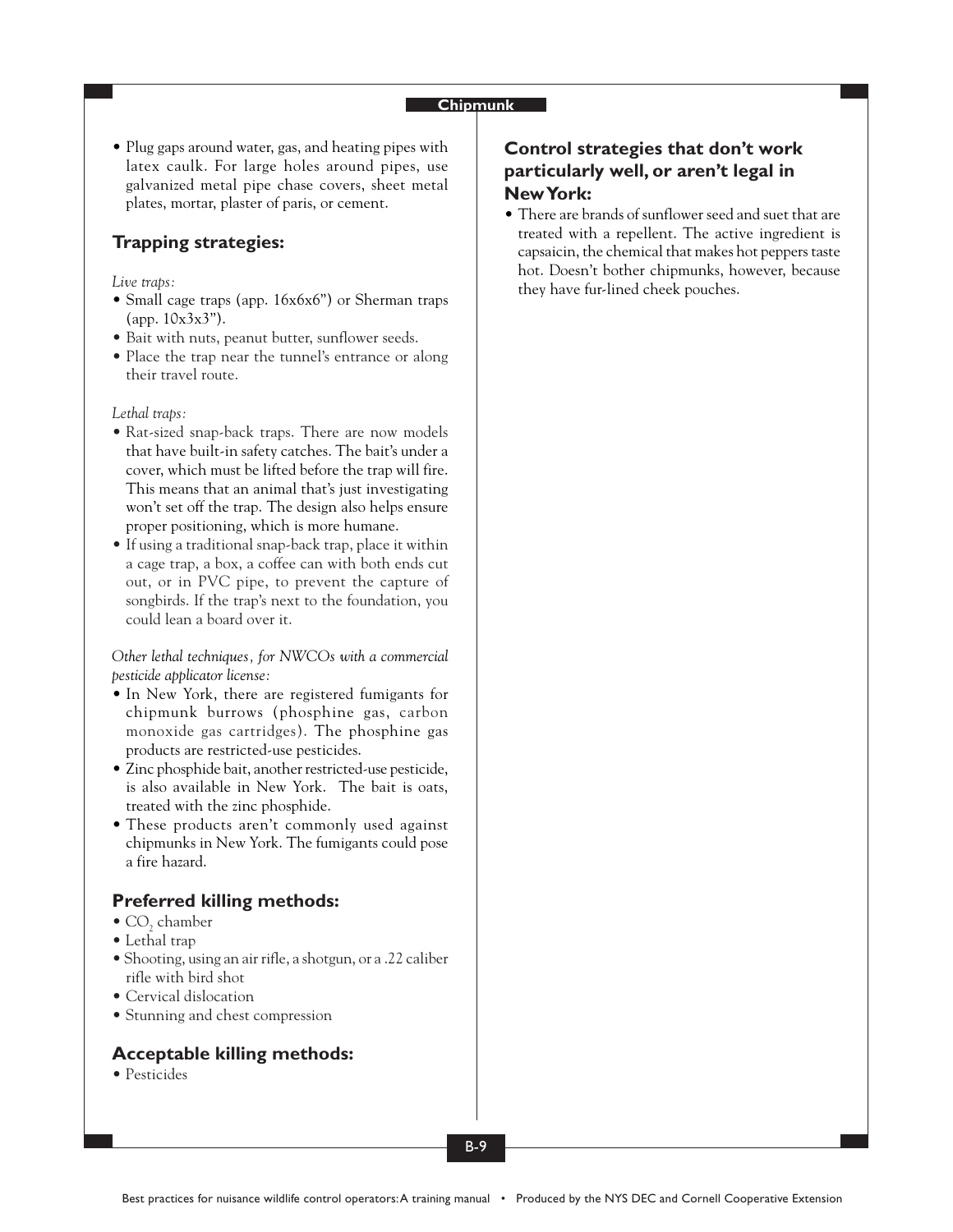- Plug gaps around water, gas, and heating pipes with latex caulk. For large holes around pipes, use galvanized metal pipe chase covers, sheet metal plates, mortar, plaster of paris, or cement.

## Trapping strategies:

*Live traps:*

- Small cage traps (app. 16x6x6") or Sherman traps (app. 10x3x3").
- Bait with nuts, peanut butter, sunflower seeds.
- Place the trap near the tunnel's entrance or along their travel route.

*Lethal traps:*

- Rat-sized snap-back traps. There are now models that have built-in safety catches. The bait's under a cover, which must be lifted before the trap will fire. This means that an animal that's just investigating won't set off the trap. The design also helps ensure proper positioning, which is more humane.
- If using a traditional snap-back trap, place it within a cage trap, a box, a coffee can with both ends cut out, or in PVC pipe, to prevent the capture of songbirds. If the trap's next to the foundation, you could lean a board over it.

*Other lethal techniques, for NWCOs with a commercial pesticide applicator license:*

- In New York, there are registered fumigants for chipmunk burrows (phosphine gas, carbon monoxide gas cartridges). The phosphine gas products are restricted-use pesticides.
- Zinc phosphide bait, another restricted-use pesticide, is also available in New York. The bait is oats, treated with the zinc phosphide.
- These products aren't commonly used against chipmunks in New York. The fumigants could pose a fire hazard.

## Preferred killing methods:

- $CO_2$ chamber
- Lethal trap
- Shooting, using an air rifle, a shotgun, or a .22 caliber rifle with bird shot
- Cervical dislocation
- Stunning and chest compression

## Acceptable killing methods:

- Pesticides

## Control strategies that don't work particularly well, or aren't legal in New York:

- There are brands of sunflower seed and suet that are treated with a repellent. The active ingredient is capsaicin, the chemical that makes hot peppers taste hot. Doesn't bother chipmunks, however, because they have fur-lined cheek pouches.